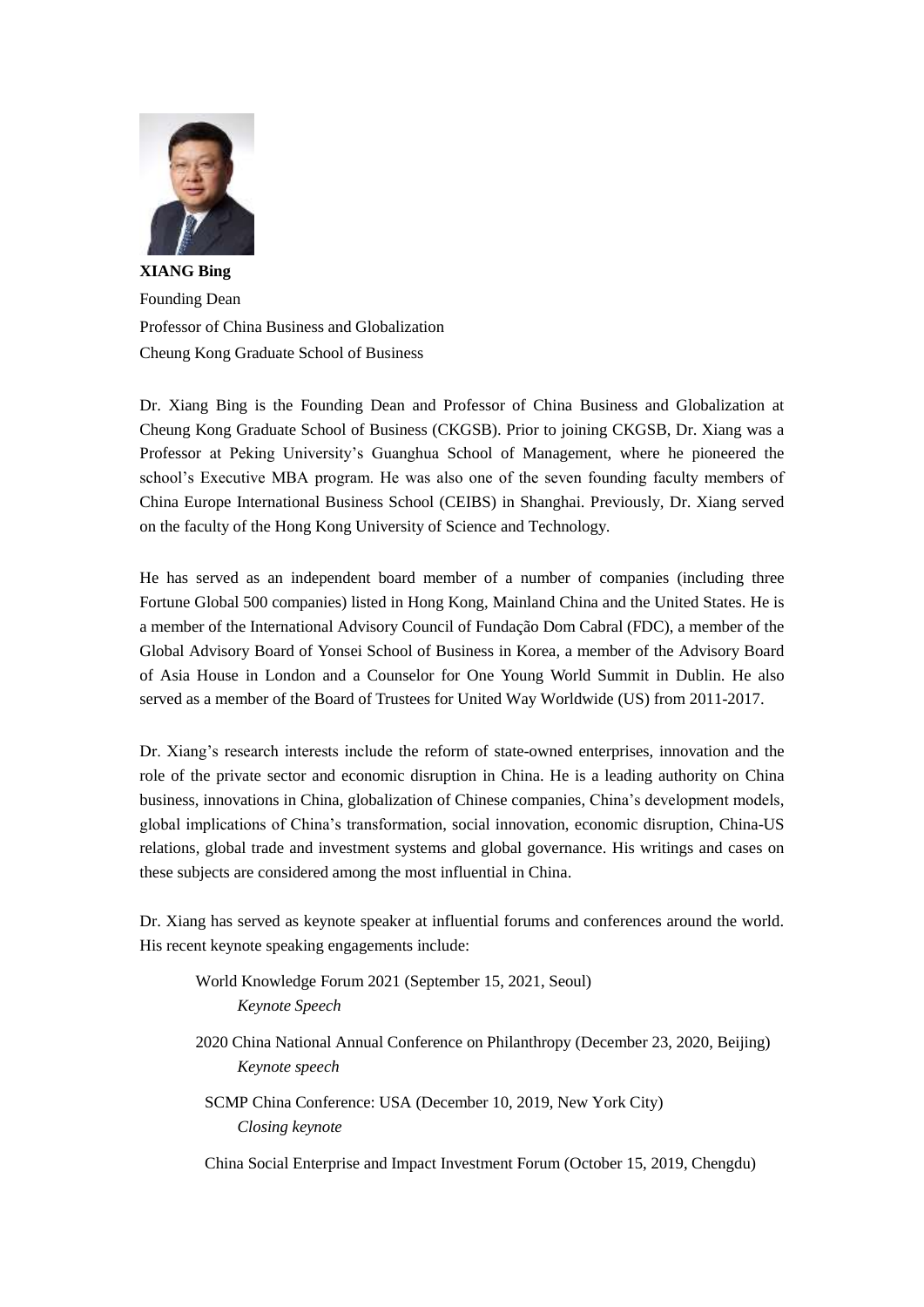**XIANG Bing**
Founding Dean
Professor of China Business and Globalization
Cheung Kong Graduate School of Business

Dr. Xiang Bing is the Founding Dean and Professor of China Business and Globalization at Cheung Kong Graduate School of Business (CKGSB). Prior to joining CKGSB, Dr. Xiang was a Professor at Peking University's Guanghua School of Management, where he pioneered the school's Executive MBA program. He was also one of the seven founding faculty members of China Europe International Business School (CEIBS) in Shanghai. Previously, Dr. Xiang served on the faculty of the Hong Kong University of Science and Technology.

He has served as an independent board member of a number of companies (including three Fortune Global 500 companies) listed in Hong Kong, Mainland China and the United States. He is a member of the International Advisory Council of Fundação Dom Cabral (FDC), a member of the Global Advisory Board of Yonsei School of Business in Korea, a member of the Advisory Board of Asia House in London and a Counselor for One Young World Summit in Dublin. He also served as a member of the Board of Trustees for United Way Worldwide (US) from 2011-2017.

Dr. Xiang's research interests include the reform of state-owned enterprises, innovation and the role of the private sector and economic disruption in China. He is a leading authority on China business, innovations in China, globalization of Chinese companies, China's development models, global implications of China's transformation, social innovation, economic disruption, China-US relations, global trade and investment systems and global governance. His writings and cases on these subjects are considered among the most influential in China.

Dr. Xiang has served as keynote speaker at influential forums and conferences around the world. His recent keynote speaking engagements include:

World Knowledge Forum 2021 (September 15, 2021, Seoul)
*Keynote Speech*

2020 China National Annual Conference on Philanthropy (December 23, 2020, Beijing)
*Keynote speech*

SCMP China Conference: USA (December 10, 2019, New York City)
*Closing keynote*

China Social Enterprise and Impact Investment Forum (October 15, 2019, Chengdu)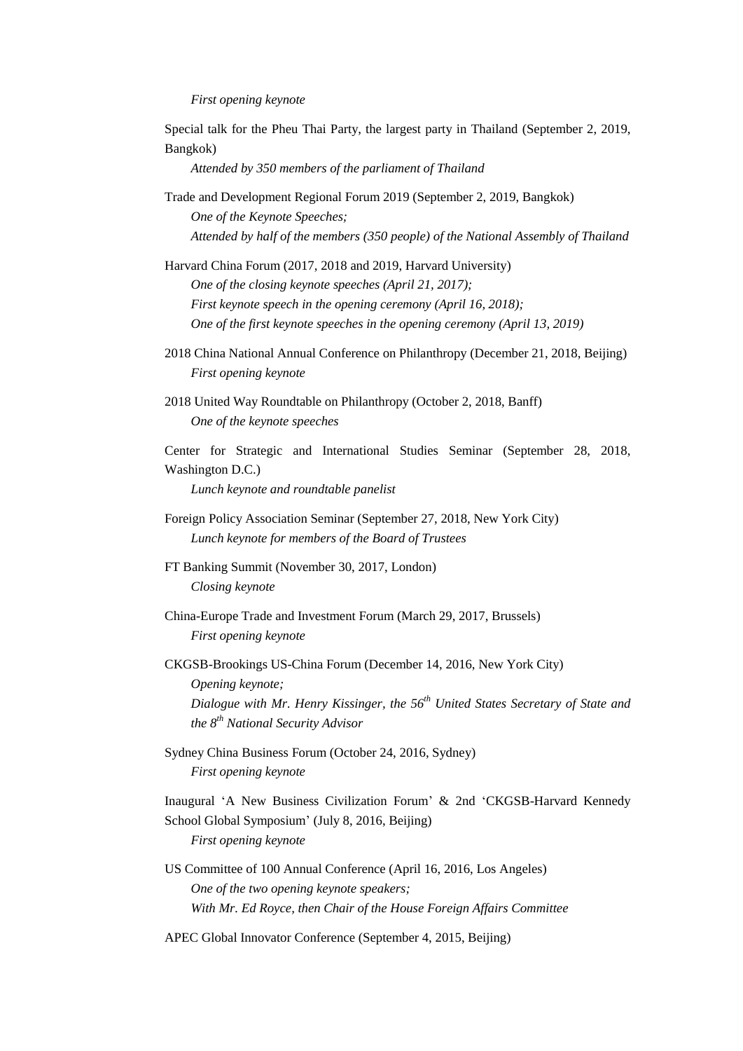*First opening keynote*

Special talk for the Pheu Thai Party, the largest party in Thailand (September 2, 2019, Bangkok)

*Attended by 350 members of the parliament of Thailand*

Trade and Development Regional Forum 2019 (September 2, 2019, Bangkok)

*One of the Keynote Speeches;*
*Attended by half of the members (350 people) of the National Assembly of Thailand*

Harvard China Forum (2017, 2018 and 2019, Harvard University)

*One of the closing keynote speeches (April 21, 2017);*
*First keynote speech in the opening ceremony (April 16, 2018);*
*One of the first keynote speeches in the opening ceremony (April 13, 2019)*

2018 China National Annual Conference on Philanthropy (December 21, 2018, Beijing)

*First opening keynote*

2018 United Way Roundtable on Philanthropy (October 2, 2018, Banff)

*One of the keynote speeches*

Center for Strategic and International Studies Seminar (September 28, 2018, Washington D.C.)

*Lunch keynote and roundtable panelist*

Foreign Policy Association Seminar (September 27, 2018, New York City)

*Lunch keynote for members of the Board of Trustees*

FT Banking Summit (November 30, 2017, London)

*Closing keynote*

China-Europe Trade and Investment Forum (March 29, 2017, Brussels)

*First opening keynote*

CKGSB-Brookings US-China Forum (December 14, 2016, New York City)

*Opening keynote;*
*Dialogue with Mr. Henry Kissinger, the 56th United States Secretary of State and the 8th National Security Advisor*

Sydney China Business Forum (October 24, 2016, Sydney)

*First opening keynote*

Inaugural 'A New Business Civilization Forum' & 2nd 'CKGSB-Harvard Kennedy School Global Symposium' (July 8, 2016, Beijing)

*First opening keynote*

US Committee of 100 Annual Conference (April 16, 2016, Los Angeles)

*One of the two opening keynote speakers;*
*With Mr. Ed Royce, then Chair of the House Foreign Affairs Committee*

APEC Global Innovator Conference (September 4, 2015, Beijing)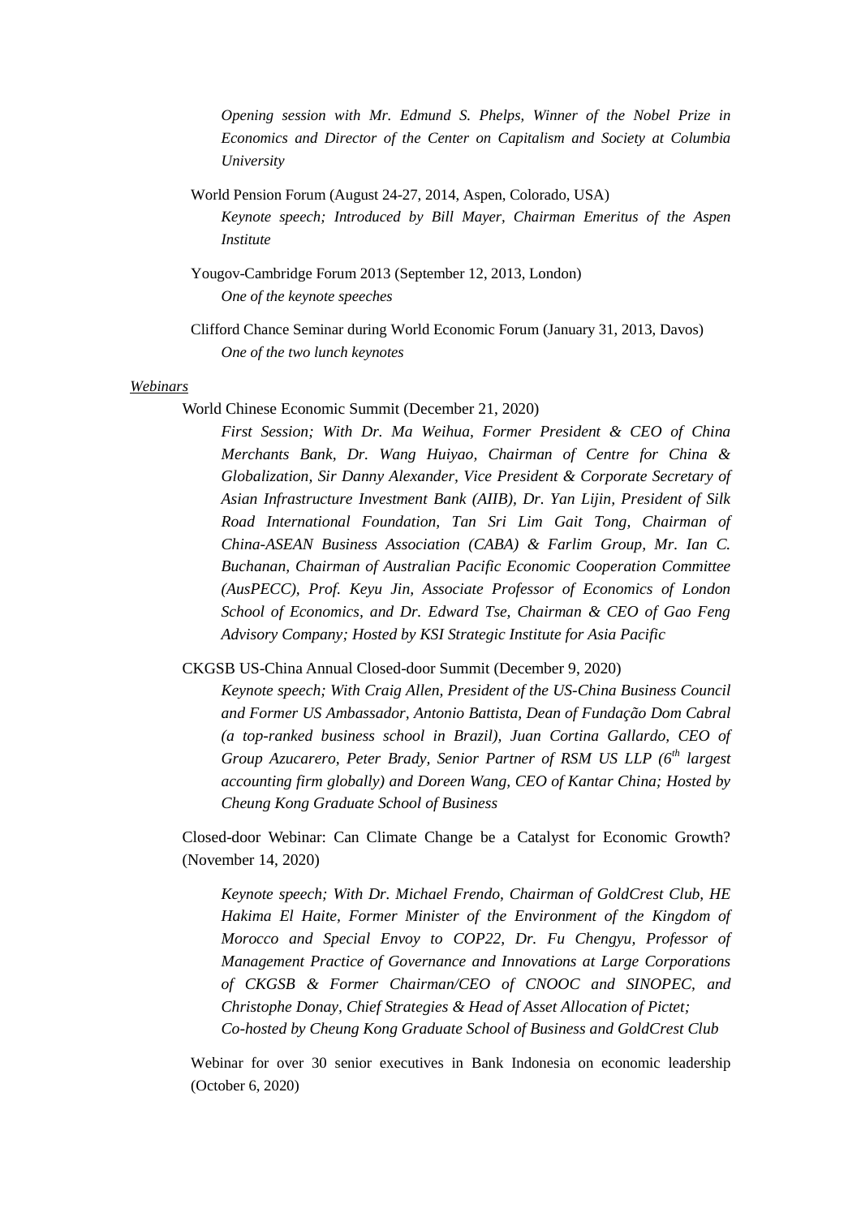*Opening session with Mr. Edmund S. Phelps, Winner of the Nobel Prize in Economics and Director of the Center on Capitalism and Society at Columbia University*

World Pension Forum (August 24-27, 2014, Aspen, Colorado, USA)
*Keynote speech; Introduced by Bill Mayer, Chairman Emeritus of the Aspen Institute*

Yougov-Cambridge Forum 2013 (September 12, 2013, London)
*One of the keynote speeches*

Clifford Chance Seminar during World Economic Forum (January 31, 2013, Davos)
*One of the two lunch keynotes*

<u>*Webinars*</u>

World Chinese Economic Summit (December 21, 2020)
*First Session; With Dr. Ma Weihua, Former President & CEO of China Merchants Bank, Dr. Wang Huiyao, Chairman of Centre for China & Globalization, Sir Danny Alexander, Vice President & Corporate Secretary of Asian Infrastructure Investment Bank (AIIB), Dr. Yan Lijin, President of Silk Road International Foundation, Tan Sri Lim Gait Tong, Chairman of China-ASEAN Business Association (CABA) & Farlim Group, Mr. Ian C. Buchanan, Chairman of Australian Pacific Economic Cooperation Committee (AusPECC), Prof. Keyu Jin, Associate Professor of Economics of London School of Economics, and Dr. Edward Tse, Chairman & CEO of Gao Feng Advisory Company; Hosted by KSI Strategic Institute for Asia Pacific*

CKGSB US-China Annual Closed-door Summit (December 9, 2020)
*Keynote speech; With Craig Allen, President of the US-China Business Council and Former US Ambassador, Antonio Battista, Dean of Fundação Dom Cabral (a top-ranked business school in Brazil), Juan Cortina Gallardo, CEO of Group Azucarero, Peter Brady, Senior Partner of RSM US LLP (6th largest accounting firm globally) and Doreen Wang, CEO of Kantar China; Hosted by Cheung Kong Graduate School of Business*

Closed-door Webinar: Can Climate Change be a Catalyst for Economic Growth? (November 14, 2020)

*Keynote speech; With Dr. Michael Frendo, Chairman of GoldCrest Club, HE Hakima El Haite, Former Minister of the Environment of the Kingdom of Morocco and Special Envoy to COP22, Dr. Fu Chengyu, Professor of Management Practice of Governance and Innovations at Large Corporations of CKGSB & Former Chairman/CEO of CNOOC and SINOPEC, and Christophe Donay, Chief Strategies & Head of Asset Allocation of Pictet;*
*Co-hosted by Cheung Kong Graduate School of Business and GoldCrest Club*

Webinar for over 30 senior executives in Bank Indonesia on economic leadership (October 6, 2020)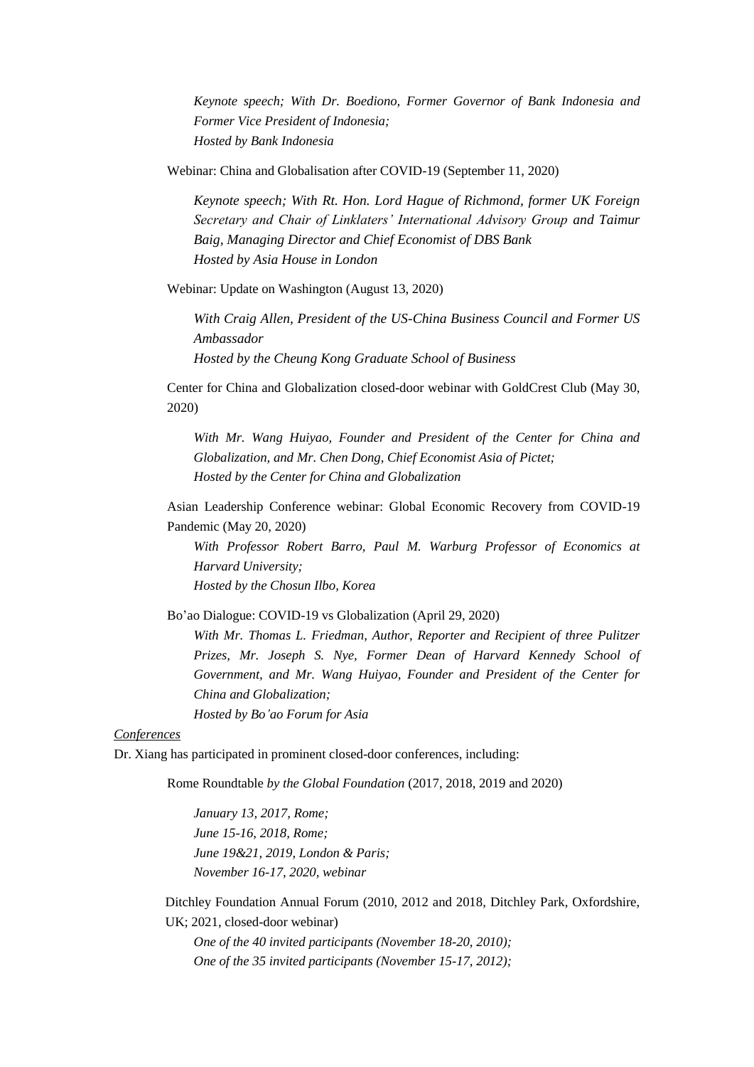*Keynote speech; With Dr. Boediono, Former Governor of Bank Indonesia and Former Vice President of Indonesia;*
*Hosted by Bank Indonesia*

Webinar: China and Globalisation after COVID-19 (September 11, 2020)

*Keynote speech; With Rt. Hon. Lord Hague of Richmond, former UK Foreign Secretary and Chair of Linklaters' International Advisory Group and Taimur Baig, Managing Director and Chief Economist of DBS Bank*
*Hosted by Asia House in London*

Webinar: Update on Washington (August 13, 2020)

*With Craig Allen, President of the US-China Business Council and Former US Ambassador*
*Hosted by the Cheung Kong Graduate School of Business*

Center for China and Globalization closed-door webinar with GoldCrest Club (May 30, 2020)

*With Mr. Wang Huiyao, Founder and President of the Center for China and Globalization, and Mr. Chen Dong, Chief Economist Asia of Pictet;*
*Hosted by the Center for China and Globalization*

Asian Leadership Conference webinar: Global Economic Recovery from COVID-19 Pandemic (May 20, 2020)

*With Professor Robert Barro, Paul M. Warburg Professor of Economics at Harvard University;*
*Hosted by the Chosun Ilbo, Korea*

Bo'ao Dialogue: COVID-19 vs Globalization (April 29, 2020)

*With Mr. Thomas L. Friedman, Author, Reporter and Recipient of three Pulitzer Prizes, Mr. Joseph S. Nye, Former Dean of Harvard Kennedy School of Government, and Mr. Wang Huiyao, Founder and President of the Center for China and Globalization;*
*Hosted by Bo'ao Forum for Asia*

*Conferences*

Dr. Xiang has participated in prominent closed-door conferences, including:

Rome Roundtable *by the Global Foundation* (2017, 2018, 2019 and 2020)

*January 13, 2017, Rome;*
*June 15-16, 2018, Rome;*
*June 19&21, 2019, London & Paris;*
*November 16-17, 2020, webinar*

Ditchley Foundation Annual Forum (2010, 2012 and 2018, Ditchley Park, Oxfordshire, UK; 2021, closed-door webinar)

*One of the 40 invited participants (November 18-20, 2010);*
*One of the 35 invited participants (November 15-17, 2012);*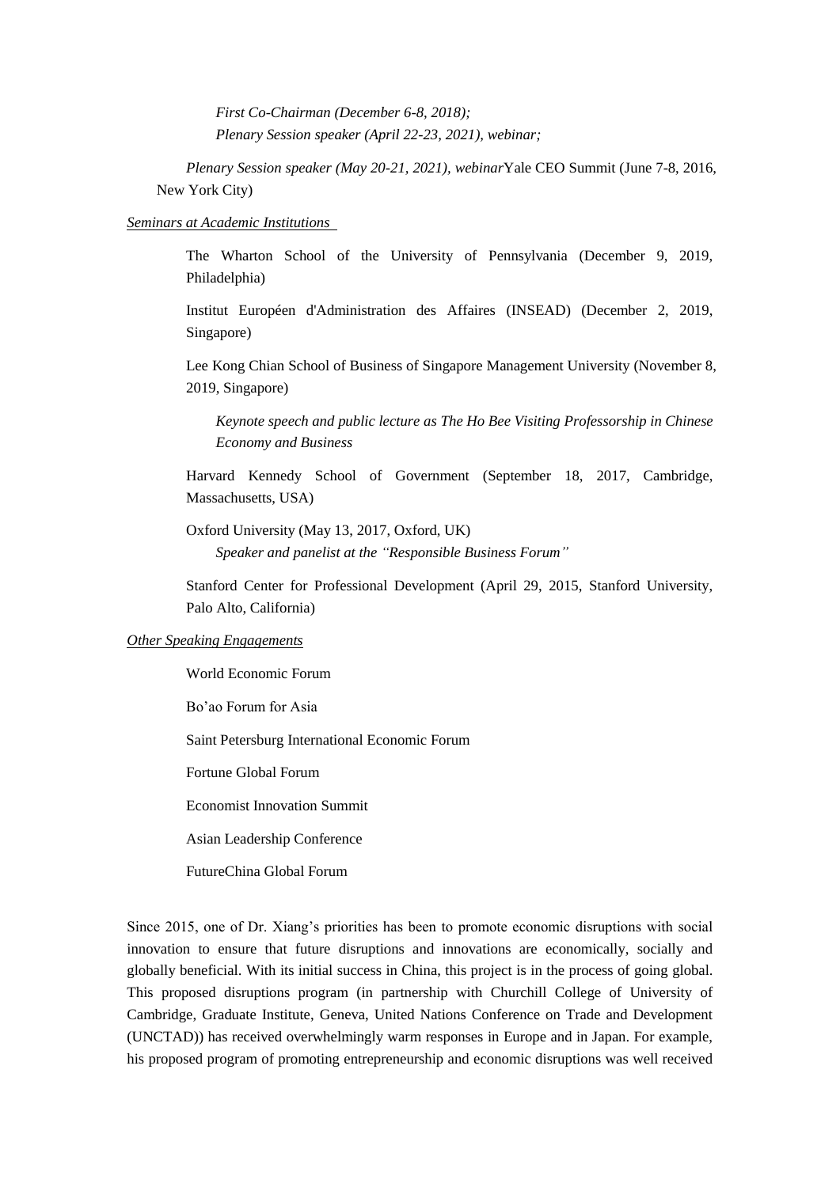*First Co-Chairman (December 6-8, 2018);*

*Plenary Session speaker (April 22-23, 2021), webinar;*

*Plenary Session speaker (May 20-21, 2021), webinar*Yale CEO Summit (June 7-8, 2016, New York City)

*Seminars at Academic Institutions*

The Wharton School of the University of Pennsylvania (December 9, 2019, Philadelphia)

Institut Européen d'Administration des Affaires (INSEAD) (December 2, 2019, Singapore)

Lee Kong Chian School of Business of Singapore Management University (November 8, 2019, Singapore)

*Keynote speech and public lecture as The Ho Bee Visiting Professorship in Chinese Economy and Business*

Harvard Kennedy School of Government (September 18, 2017, Cambridge, Massachusetts, USA)

Oxford University (May 13, 2017, Oxford, UK)

*Speaker and panelist at the "Responsible Business Forum"*

Stanford Center for Professional Development (April 29, 2015, Stanford University, Palo Alto, California)

*Other Speaking Engagements*

World Economic Forum

Bo'ao Forum for Asia

Saint Petersburg International Economic Forum

Fortune Global Forum

Economist Innovation Summit

Asian Leadership Conference

FutureChina Global Forum

Since 2015, one of Dr. Xiang's priorities has been to promote economic disruptions with social innovation to ensure that future disruptions and innovations are economically, socially and globally beneficial. With its initial success in China, this project is in the process of going global. This proposed disruptions program (in partnership with Churchill College of University of Cambridge, Graduate Institute, Geneva, United Nations Conference on Trade and Development (UNCTAD)) has received overwhelmingly warm responses in Europe and in Japan. For example, his proposed program of promoting entrepreneurship and economic disruptions was well received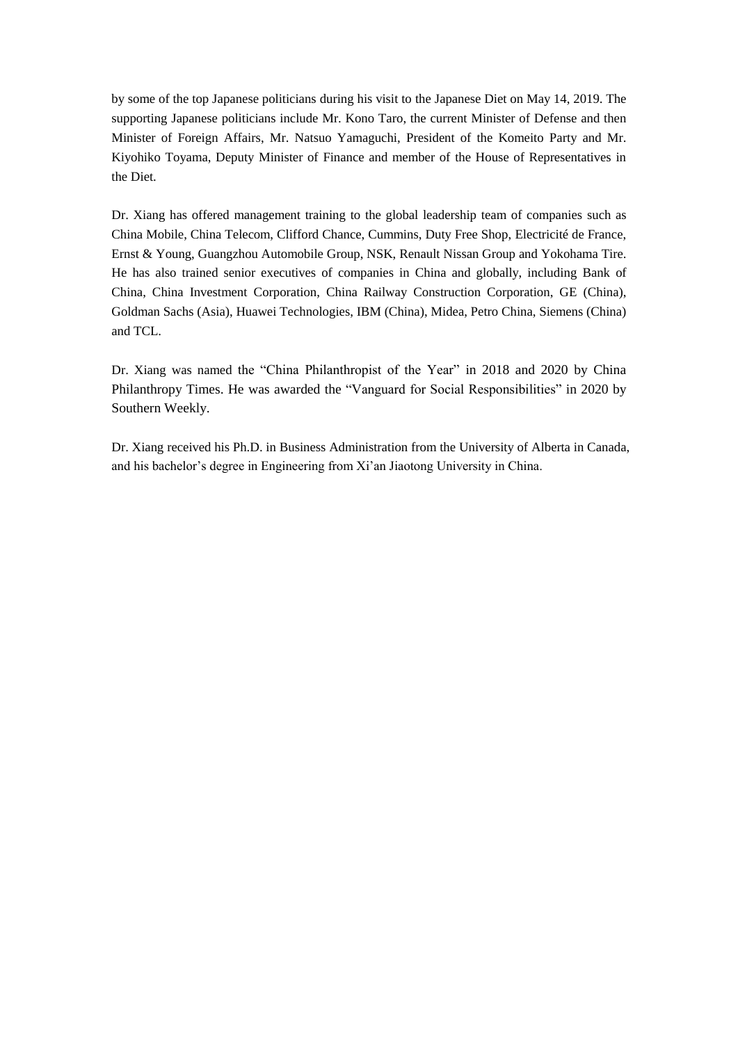by some of the top Japanese politicians during his visit to the Japanese Diet on May 14, 2019. The supporting Japanese politicians include Mr. Kono Taro, the current Minister of Defense and then Minister of Foreign Affairs, Mr. Natsuo Yamaguchi, President of the Komeito Party and Mr. Kiyohiko Toyama, Deputy Minister of Finance and member of the House of Representatives in the Diet.

Dr. Xiang has offered management training to the global leadership team of companies such as China Mobile, China Telecom, Clifford Chance, Cummins, Duty Free Shop, Electricité de France, Ernst & Young, Guangzhou Automobile Group, NSK, Renault Nissan Group and Yokohama Tire. He has also trained senior executives of companies in China and globally, including Bank of China, China Investment Corporation, China Railway Construction Corporation, GE (China), Goldman Sachs (Asia), Huawei Technologies, IBM (China), Midea, Petro China, Siemens (China) and TCL.

Dr. Xiang was named the "China Philanthropist of the Year" in 2018 and 2020 by China Philanthropy Times. He was awarded the "Vanguard for Social Responsibilities" in 2020 by Southern Weekly.

Dr. Xiang received his Ph.D. in Business Administration from the University of Alberta in Canada, and his bachelor's degree in Engineering from Xi'an Jiaotong University in China.